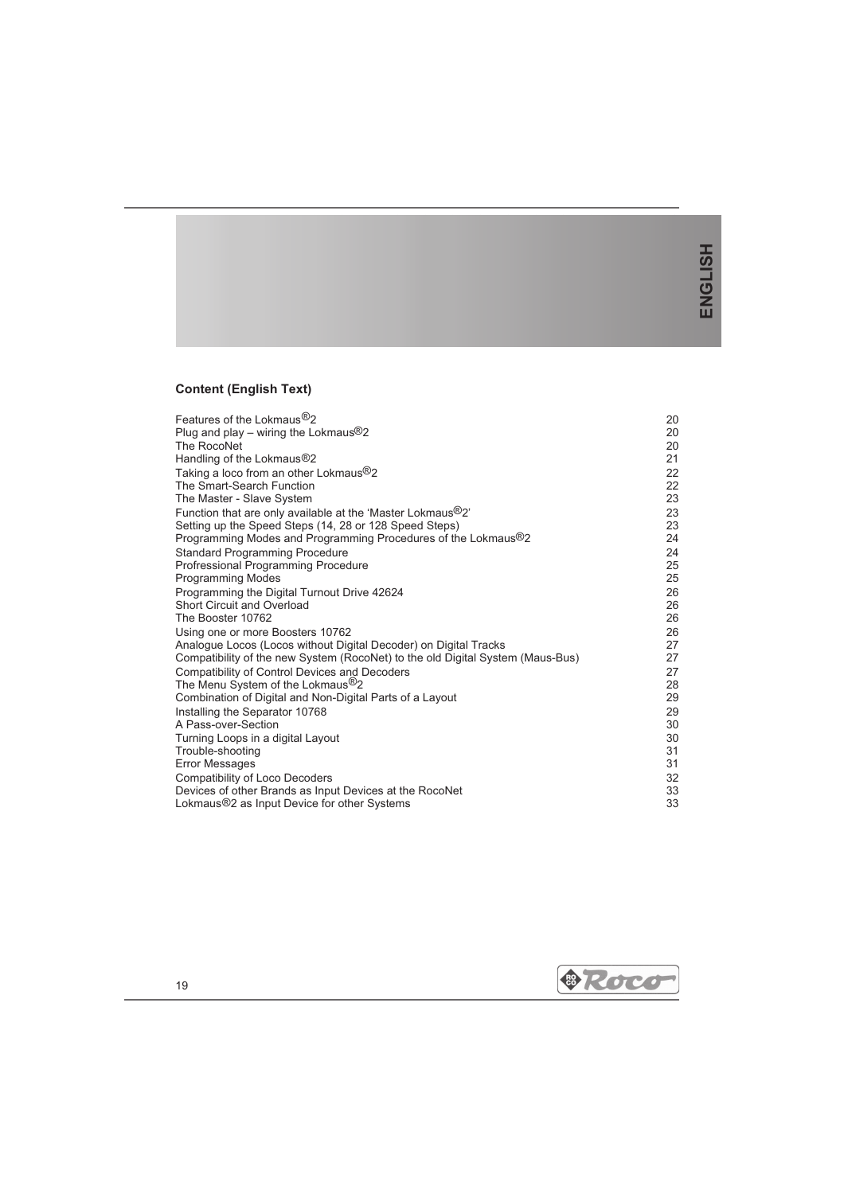ENGLISH

## Content (English Text)

| | |
|---|---|
| Features of the Lokmaus®2 | 20 |
| Plug and play – wiring the Lokmaus®2 | 20 |
| The RocoNet | 20 |
| Handling of the Lokmaus®2 | 21 |
| Taking a loco from an other Lokmaus®2 | 22 |
| The Smart-Search Function | 22 |
| The Master - Slave System | 23 |
| Function that are only available at the 'Master Lokmaus®2' | 23 |
| Setting up the Speed Steps (14, 28 or 128 Speed Steps) | 23 |
| Programming Modes and Programming Procedures of the Lokmaus®2 | 24 |
| Standard Programming Procedure | 24 |
| Profressional Programming Procedure | 25 |
| Programming Modes | 25 |
| Programming the Digital Turnout Drive 42624 | 26 |
| Short Circuit and Overload | 26 |
| The Booster 10762 | 26 |
| Using one or more Boosters 10762 | 26 |
| Analogue Locos (Locos without Digital Decoder) on Digital Tracks | 27 |
| Compatibility of the new System (RocoNet) to the old Digital System (Maus-Bus) | 27 |
| Compatibility of Control Devices and Decoders | 27 |
| The Menu System of the Lokmaus®2 | 28 |
| Combination of Digital and Non-Digital Parts of a Layout | 29 |
| Installing the Separator 10768 | 29 |
| A Pass-over-Section | 30 |
| Turning Loops in a digital Layout | 30 |
| Trouble-shooting | 31 |
| Error Messages | 31 |
| Compatibility of Loco Decoders | 32 |
| Devices of other Brands as Input Devices at the RocoNet | 33 |
| Lokmaus®2 as Input Device for other Systems | 33 |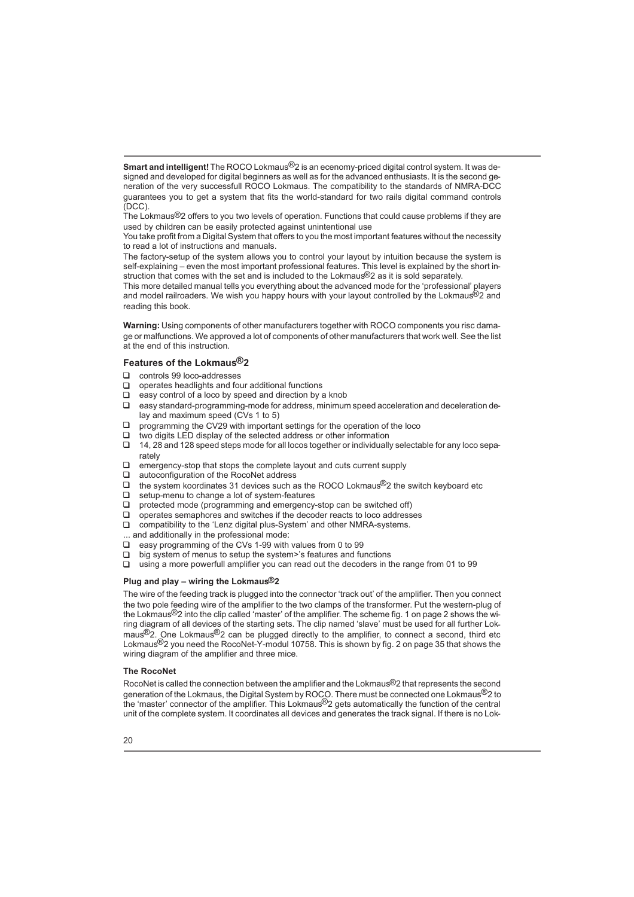**Smart and intelligent!** The ROCO Lokmaus®2 is an eceonomy-priced digital control system. It was designed and developed for digital beginners as well as for the advanced enthusiasts. It is the second generation of the very successfull ROCO Lokmaus. The compatibility to the standards of NMRA-DCC guarantees you to get a system that fits the world-standard for two rails digital command controls (DCC).
The Lokmaus®2 offers to you two levels of operation. Functions that could cause problems if they are used by children can be easily protected against unintentional use
You take profit from a Digital System that offers to you the most important features without the necessity to read a lot of instructions and manuals.
The factory-setup of the system allows you to control your layout by intuition because the system is self-explaining – even the most important professional features. This level is explained by the short instruction that comes with the set and is included to the Lokmaus®2 as it is sold separately.
This more detailed manual tells you everything about the advanced mode for the 'professional' players and model railroaders. We wish you happy hours with your layout controlled by the Lokmaus®2 and reading this book.

**Warning:** Using components of other manufacturers together with ROCO components you risc damage or malfunctions. We approved a lot of components of other manufacturers that work well. See the list at the end of this instruction.

## Features of the Lokmaus®2

- controls 99 loco-addresses
- operates headlights and four additional functions
- easy control of a loco by speed and direction by a knob
- easy standard-programming-mode for address, minimum speed acceleration and deceleration delay and maximum speed (CVs 1 to 5)
- programming the CV29 with important settings for the operation of the loco
- two digits LED display of the selected address or other information
- 14, 28 and 128 speed steps mode for all locos together or individually selectable for any loco separately
- emergency-stop that stops the complete layout and cuts current supply
- autoconfiguration of the RocoNet address
- the system koordinates 31 devices such as the ROCO Lokmaus®2 the switch keyboard etc
- setup-menu to change a lot of system-features
- protected mode (programming and emergency-stop can be switched off)
- operates semaphores and switches if the decoder reacts to loco addresses
- compatibility to the 'Lenz digital plus-System' and other NMRA-systems.

... and additionally in the professional mode:

- easy programming of the CVs 1-99 with values from 0 to 99
- big system of menus to setup the system>'s features and functions
- using a more powerfull amplifier you can read out the decoders in the range from 01 to 99

### Plug and play – wiring the Lokmaus®2

The wire of the feeding track is plugged into the connector 'track out' of the amplifier. Then you connect the two pole feeding wire of the amplifier to the two clamps of the transformer. Put the western-plug of the Lokmaus®2 into the clip called 'master' of the amplifier. The scheme fig. 1 on page 2 shows the wiring diagram of all devices of the starting sets. The clip named 'slave' must be used for all further Lokmaus®2. One Lokmaus®2 can be plugged directly to the amplifier, to connect a second, third etc Lokmaus®2 you need the RocoNet-Y-modul 10758. This is shown by fig. 2 on page 35 that shows the wiring diagram of the amplifier and three mice.

### The RocoNet

RocoNet is called the connection between the amplifier and the Lokmaus®2 that represents the second generation of the Lokmaus, the Digital System by ROCO. There must be connected one Lokmaus®2 to the 'master' connector of the amplifier. This Lokmaus®2 gets automatically the function of the central unit of the complete system. It coordinates all devices and generates the track signal. If there is no Lok-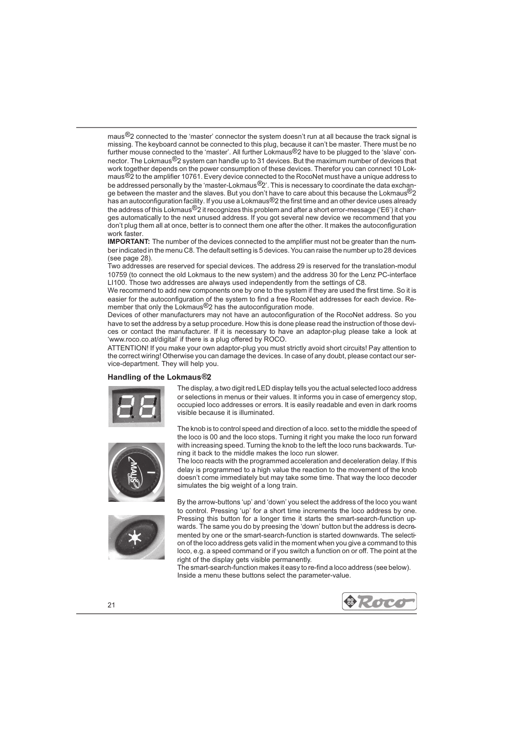maus®2 connected to the 'master' connector the system doesn't run at all because the track signal is missing. The keyboard cannot be connected to this plug, because it can't be master. There must be no further mouse connected to the 'master'. All further Lokmaus®2 have to be plugged to the 'slave' connector. The Lokmaus®2 system can handle up to 31 devices. But the maximum number of devices that work together depends on the power consumption of these devices. Therefor you can connect 10 Lokmaus®2 to the amplifier 10761. Every device connected to the RocoNet must have a unique address to be addressed personally by the 'master-Lokmaus®2'. This is necessary to coordinate the data exchange between the master and the slaves. But you don't have to care about this because the Lokmaus®2 has an autoconfiguration facility. If you use a Lokmaus®2 the first time and an other device uses already the address of this Lokmaus®2 it recognizes this problem and after a short error-message ('E6') it changes automatically to the next unused address. If you got several new device we recommend that you don't plug them all at once, better is to connect them one after the other. It makes the autoconfiguration work faster.

**IMPORTANT:** The number of the devices connected to the amplifier must not be greater than the number indicated in the menu C8. The default setting is 5 devices. You can raise the number up to 28 devices (see page 28).

Two addresses are reserved for special devices. The address 29 is reserved for the translation-modul 10759 (to connect the old Lokmaus to the new system) and the address 30 for the Lenz PC-interface LI100. Those two addresses are always used independently from the settings of C8.

We recommend to add new components one by one to the system if they are used the first time. So it is easier for the autoconfiguration of the system to find a free RocoNet addresses for each device. Remember that only the Lokmaus®2 has the autoconfiguration mode.

Devices of other manufacturers may not have an autoconfiguration of the RocoNet address. So you have to set the address by a setup procedure. How this is done please read the instruction of those devices or contact the manufacturer. If it is necessary to have an adaptor-plug please take a look at 'www.roco.co.at/digital' if there is a plug offered by ROCO.

ATTENTION! If you make your own adaptor-plug you must strictly avoid short circuits! Pay attention to the correct wiring! Otherwise you can damage the devices. In case of any doubt, please contact our service-department. They will help you.

### Handling of the Lokmaus®2

The display, a two digit red LED display tells you the actual selected loco address or selections in menus or their values. It informs you in case of emergency stop, occupied loco addresses or errors. It is easily readable and even in dark rooms visible because it is illuminated.

The knob is to control speed and direction of a loco. set to the middle the speed of the loco is 00 and the loco stops. Turning it right you make the loco run forward with increasing speed. Turning the knob to the left the loco runs backwards. Turning it back to the middle makes the loco run slower.

The loco reacts with the programmed acceleration and deceleration delay. If this delay is programmed to a high value the reaction to the movement of the knob doesn't come immediately but may take some time. That way the loco decoder simulates the big weight of a long train.

By the arrow-buttons 'up' and 'down' you select the address of the loco you want to control. Pressing 'up' for a short time increments the loco address by one. Pressing this button for a longer time it starts the smart-search-function upwards. The same you do by preesing the 'down' button but the address is decremented by one or the smart-search-function is started downwards. The selection of the loco address gets valid in the moment when you give a command to this loco, e.g. a speed command or if you switch a function on or off. The point at the right of the display gets visible permanently.

The smart-search-function makes it easy to re-find a loco address (see below). Inside a menu these buttons select the parameter-value.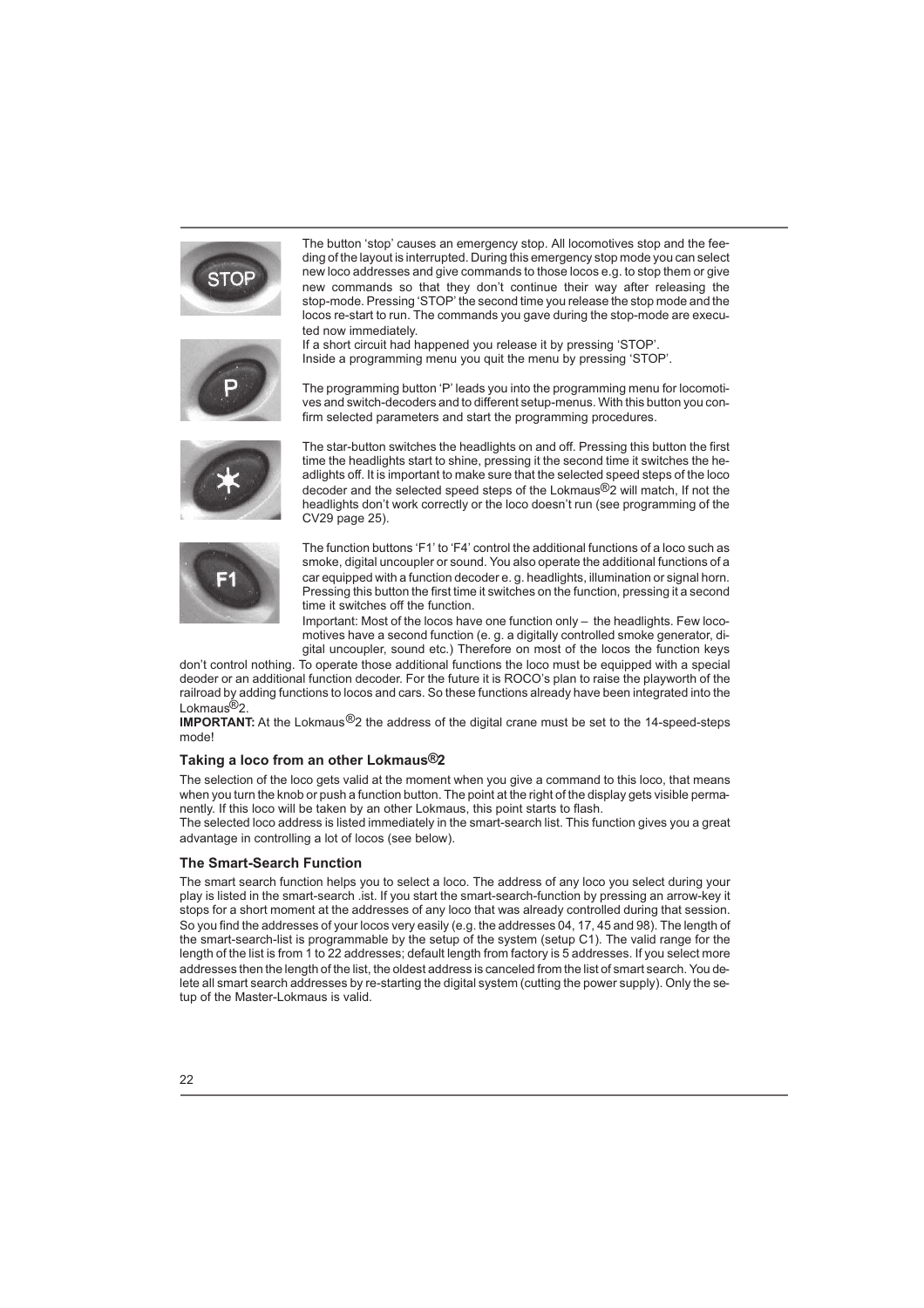The button 'stop' causes an emergency stop. All locomotives stop and the feeding of the layout is interrupted. During this emergency stop mode you can select new loco addresses and give commands to those locos e.g. to stop them or give new commands so that they don't continue their way after releasing the stop-mode. Pressing 'STOP' the second time you release the stop mode and the locos re-start to run. The commands you gave during the stop-mode are executed now immediately.

If a short circuit had happened you release it by pressing 'STOP'.
Inside a programming menu you quit the menu by pressing 'STOP'.

The programming button 'P' leads you into the programming menu for locomotives and switch-decoders and to different setup-menus. With this button you confirm selected parameters and start the programming procedures.

The star-button switches the headlights on and off. Pressing this button the first time the headlights start to shine, pressing it the second time it switches the headlights off. It is important to make sure that the selected speed steps of the loco decoder and the selected speed steps of the Lokmaus®2 will match, If not the headlights don't work correctly or the loco doesn't run (see programming of the CV29 page 25).

The function buttons 'F1' to 'F4' control the additional functions of a loco such as smoke, digital uncoupler or sound. You also operate the additional functions of a car equipped with a function decoder e. g. headlights, illumination or signal horn. Pressing this button the first time it switches on the function, pressing it a second time it switches off the function.

Important: Most of the locos have one function only – the headlights. Few locomotives have a second function (e. g. a digitally controlled smoke generator, digital uncoupler, sound etc.) Therefore on most of the locos the function keys don't control nothing. To operate those additional functions the loco must be equipped with a special deoder or an additional function decoder. For the future it is ROCO's plan to raise the playworth of the railroad by adding functions to locos and cars. So these functions already have been integrated into the Lokmaus®2.

**IMPORTANT:** At the Lokmaus®2 the address of the digital crane must be set to the 14-speed-steps mode!

### Taking a loco from an other Lokmaus®2

The selection of the loco gets valid at the moment when you give a command to this loco, that means when you turn the knob or push a function button. The point at the right of the display gets visible permanently. If this loco will be taken by an other Lokmaus, this point starts to flash.

The selected loco address is listed immediately in the smart-search list. This function gives you a great advantage in controlling a lot of locos (see below).

### The Smart-Search Function

The smart search function helps you to select a loco. The address of any loco you select during your play is listed in the smart-search .ist. If you start the smart-search-function by pressing an arrow-key it stops for a short moment at the addresses of any loco that was already controlled during that session. So you find the addresses of your locos very easily (e.g. the addresses 04, 17, 45 and 98). The length of the smart-search-list is programmable by the setup of the system (setup C1). The valid range for the length of the list is from 1 to 22 addresses; default length from factory is 5 addresses. If you select more addresses then the length of the list, the oldest address is canceled from the list of smart search. You delete all smart search addresses by re-starting the digital system (cutting the power supply). Only the setup of the Master-Lokmaus is valid.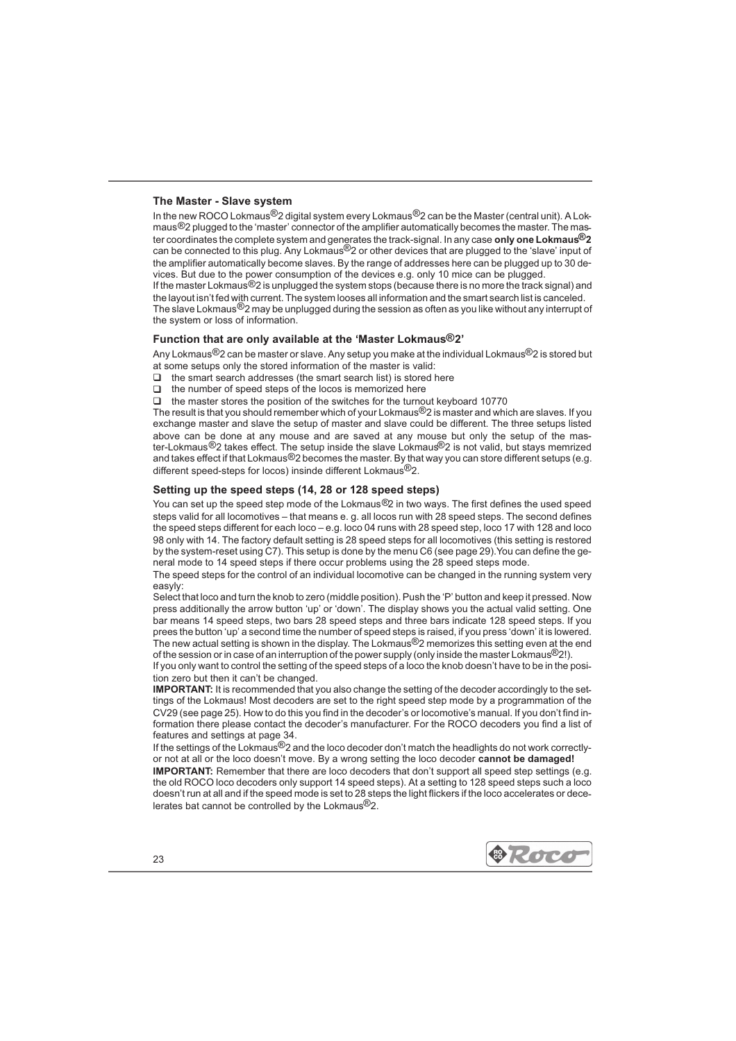### The Master - Slave system

In the new ROCO Lokmaus®2 digital system every Lokmaus®2 can be the Master (central unit). A Lokmaus®2 plugged to the 'master' connector of the amplifier automatically becomes the master. The master coordinates the complete system and generates the track-signal. In any case **only one Lokmaus®2** can be connected to this plug. Any Lokmaus®2 or other devices that are plugged to the 'slave' input of the amplifier automatically become slaves. By the range of addresses here can be plugged up to 30 devices. But due to the power consumption of the devices e.g. only 10 mice can be plugged.
If the master Lokmaus®2 is unplugged the system stops (because there is no more the track signal) and the layout isn't fed with current. The system looses all information and the smart search list is canceled.
The slave Lokmaus®2 may be unplugged during the session as often as you like without any interrupt of the system or loss of information.

### Function that are only available at the 'Master Lokmaus®2'

Any Lokmaus®2 can be master or slave. Any setup you make at the individual Lokmaus®2 is stored but at some setups only the stored information of the master is valid:

- the smart search addresses (the smart search list) is stored here
- the number of speed steps of the locos is memorized here
- the master stores the position of the switches for the turnout keyboard 10770

The result is that you should remember which of your Lokmaus®2 is master and which are slaves. If you exchange master and slave the setup of master and slave could be different. The three setups listed above can be done at any mouse and are saved at any mouse but only the setup of the master-Lokmaus®2 takes effect. The setup inside the slave Lokmaus®2 is not valid, but stays memrized and takes effect if that Lokmaus®2 becomes the master. By that way you can store different setups (e.g. different speed-steps for locos) insinde different Lokmaus®2.

### Setting up the speed steps (14, 28 or 128 speed steps)

You can set up the speed step mode of the Lokmaus®2 in two ways. The first defines the used speed steps valid for all locomotives – that means e. g. all locos run with 28 speed steps. The second defines the speed steps different for each loco – e.g. loco 04 runs with 28 speed step, loco 17 with 128 and loco 98 only with 14. The factory default setting is 28 speed steps for all locomotives (this setting is restored by the system-reset using C7). This setup is done by the menu C6 (see page 29).You can define the general mode to 14 speed steps if there occur problems using the 28 speed steps mode.
The speed steps for the control of an individual locomotive can be changed in the running system very easyly:
Select that loco and turn the knob to zero (middle position). Push the 'P' button and keep it pressed. Now press additionally the arrow button 'up' or 'down'. The display shows you the actual valid setting. One bar means 14 speed steps, two bars 28 speed steps and three bars indicate 128 speed steps. If you prees the button 'up' a second time the number of speed steps is raised, if you press 'down' it is lowered. The new actual setting is shown in the display. The Lokmaus®2 memorizes this setting even at the end of the session or in case of an interruption of the power supply (only inside the master Lokmaus®2!).
If you only want to control the setting of the speed steps of a loco the knob doesn't have to be in the position zero but then it can't be changed.
**IMPORTANT:** It is recommended that you also change the setting of the decoder accordingly to the settings of the Lokmaus! Most decoders are set to the right speed step mode by a programmation of the CV29 (see page 25). How to do this you find in the decoder's or locomotive's manual. If you don't find information there please contact the decoder's manufacturer. For the ROCO decoders you find a list of features and settings at page 34.
If the settings of the Lokmaus®2 and the loco decoder don't match the headlights do not work correctlyor not at all or the loco doesn't move. By a wrong setting the loco decoder **cannot be damaged!**
**IMPORTANT:** Remember that there are loco decoders that don't support all speed step settings (e.g. the old ROCO loco decoders only support 14 speed steps). At a setting to 128 speed steps such a loco doesn't run at all and if the speed mode is set to 28 steps the light flickers if the loco accelerates or decelerates bat cannot be controlled by the Lokmaus®2.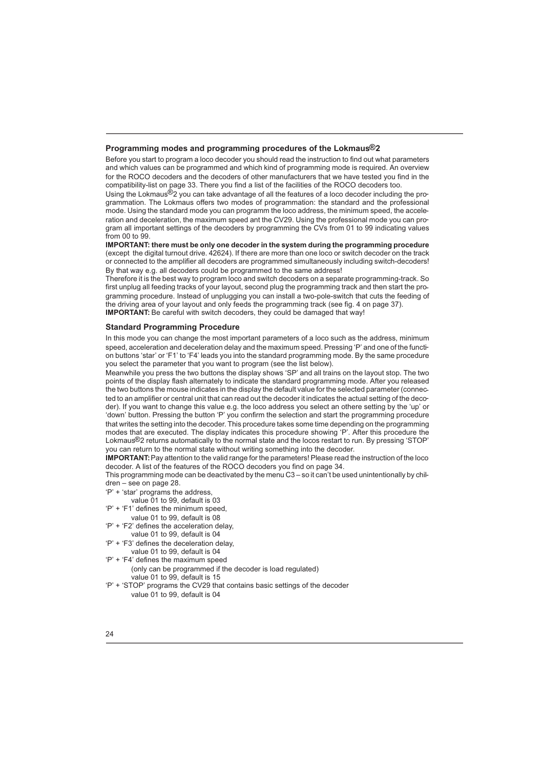## Programming modes and programming procedures of the Lokmaus®2

Before you start to program a loco decoder you should read the instruction to find out what parameters and which values can be programmed and which kind of programming mode is required. An overview for the ROCO decoders and the decoders of other manufacturers that we have tested you find in the compatibility-list on page 33. There you find a list of the facilities of the ROCO decoders too.

Using the Lokmaus®2 you can take advantage of all the features of a loco decoder including the programmation. The Lokmaus offers two modes of programmation: the standard and the professional mode. Using the standard mode you can programm the loco address, the minimum speed, the acceleration and deceleration, the maximum speed ant the CV29. Using the professional mode you can program all important settings of the decoders by programming the CVs from 01 to 99 indicating values from 00 to 99.

**IMPORTANT: there must be only one decoder in the system during the programming procedure** (except the digital turnout drive. 42624). If there are more than one loco or switch decoder on the track or connected to the amplifier all decoders are programmed simultaneously including switch-decoders! By that way e.g. all decoders could be programmed to the same address!

Therefore it is the best way to program loco and switch decoders on a separate programming-track. So first unplug all feeding tracks of your layout, second plug the programming track and then start the programming procedure. Instead of unplugging you can install a two-pole-switch that cuts the feeding of the driving area of your layout and only feeds the programming track (see fig. 4 on page 37).

**IMPORTANT:** Be careful with switch decoders, they could be damaged that way!

### Standard Programming Procedure

In this mode you can change the most important parameters of a loco such as the address, minimum speed, acceleration and deceleration delay and the maximum speed. Pressing 'P' and one of the function buttons 'star' or 'F1' to 'F4' leads you into the standard programming mode. By the same procedure you select the parameter that you want to program (see the list below).

Meanwhile you press the two buttons the display shows 'SP' and all trains on the layout stop. The two points of the display flash alternately to indicate the standard programming mode. After you released the two buttons the mouse indicates in the display the default value for the selected parameter (connected to an amplifier or central unit that can read out the decoder it indicates the actual setting of the decoder). If you want to change this value e.g. the loco address you select an othere setting by the 'up' or 'down' button. Pressing the button 'P' you confirm the selection and start the programming procedure that writes the setting into the decoder. This procedure takes some time depending on the programming modes that are executed. The display indicates this procedure showing 'P'. After this procedure the Lokmaus®2 returns automatically to the normal state and the locos restart to run. By pressing 'STOP' you can return to the normal state without writing something into the decoder.

**IMPORTANT:** Pay attention to the valid range for the parameters! Please read the instruction of the loco decoder. A list of the features of the ROCO decoders you find on page 34.

This programming mode can be deactivated by the menu C3 – so it can't be used unintentionally by children – see on page 28.

'P' + 'star' programs the address,
    value 01 to 99, default is 03

'P' + 'F1' defines the minimum speed,
    value 01 to 99, default is 08

'P' + 'F2' defines the acceleration delay,
    value 01 to 99, default is 04

'P' + 'F3' defines the deceleration delay,
    value 01 to 99, default is 04

'P' + 'F4' defines the maximum speed
    (only can be programmed if the decoder is load regulated)
    value 01 to 99, default is 15

'P' + 'STOP' programs the CV29 that contains basic settings of the decoder
    value 01 to 99, default is 04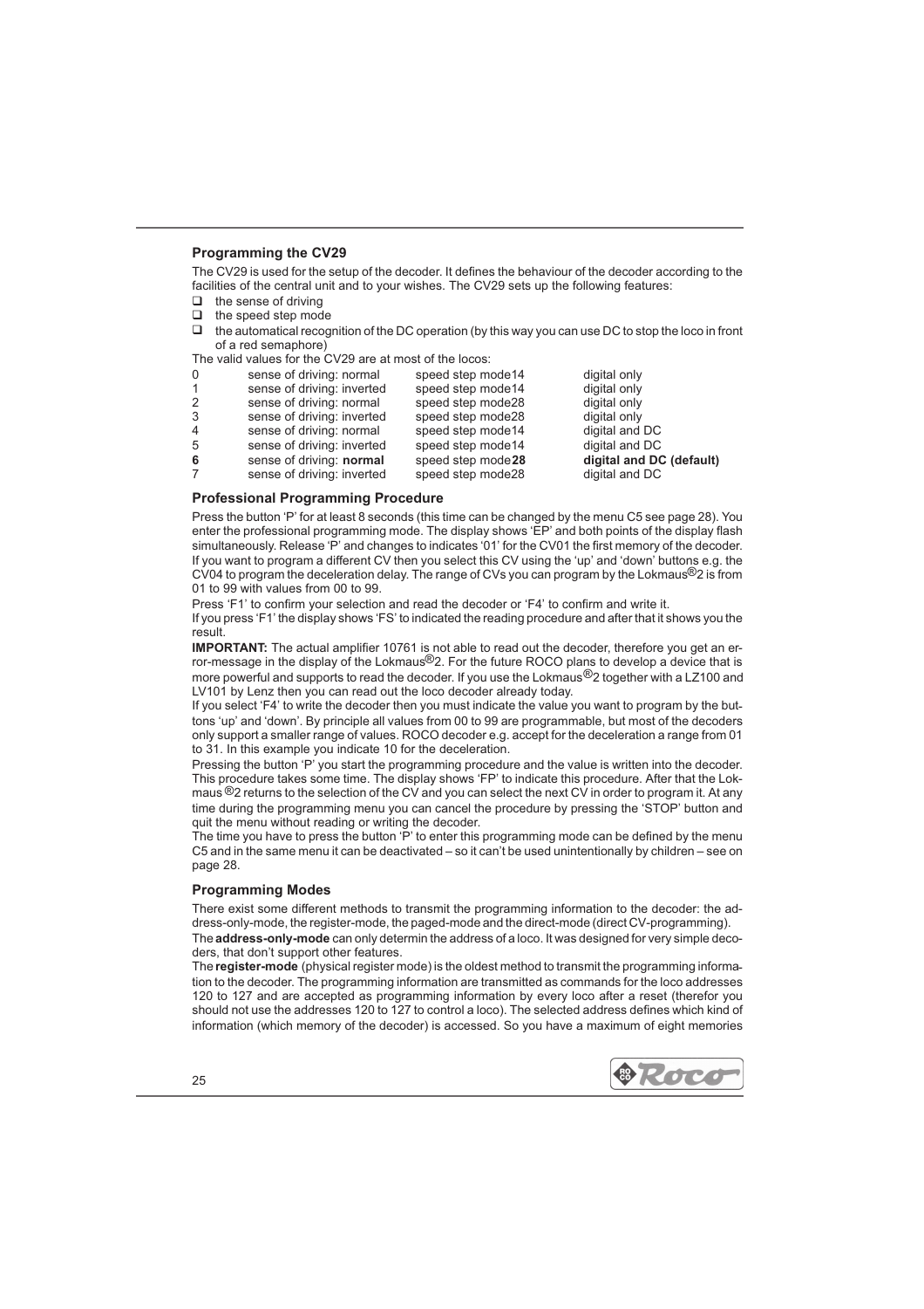## Programming the CV29

The CV29 is used for the setup of the decoder. It defines the behaviour of the decoder according to the facilities of the central unit and to your wishes. The CV29 sets up the following features:

- the sense of driving
- the speed step mode
- the automatical recognition of the DC operation (by this way you can use DC to stop the loco in front of a red semaphore)

The valid values for the CV29 are at most of the locos:

| | | | |
|---|---|---|---|
| 0 | sense of driving: normal | speed step mode14 | digital only |
| 1 | sense of driving: inverted | speed step mode14 | digital only |
| 2 | sense of driving: normal | speed step mode28 | digital only |
| 3 | sense of driving: inverted | speed step mode28 | digital only |
| 4 | sense of driving: normal | speed step mode14 | digital and DC |
| 5 | sense of driving: inverted | speed step mode14 | digital and DC |
| **6** | sense of driving: **normal** | speed step mode**28** | **digital and DC (default)** |
| 7 | sense of driving: inverted | speed step mode28 | digital and DC |

## Professional Programming Procedure

Press the button 'P' for at least 8 seconds (this time can be changed by the menu C5 see page 28). You enter the professional programming mode. The display shows 'EP' and both points of the display flash simultaneously. Release 'P' and changes to indicates '01' for the CV01 the first memory of the decoder. If you want to program a different CV then you select this CV using the 'up' and 'down' buttons e.g. the CV04 to program the deceleration delay. The range of CVs you can program by the Lokmaus®2 is from 01 to 99 with values from 00 to 99.

Press 'F1' to confirm your selection and read the decoder or 'F4' to confirm and write it.

If you press 'F1' the display shows 'FS' to indicated the reading procedure and after that it shows you the result.

**IMPORTANT:** The actual amplifier 10761 is not able to read out the decoder, therefore you get an error-message in the display of the Lokmaus®2. For the future ROCO plans to develop a device that is more powerful and supports to read the decoder. If you use the Lokmaus®2 together with a LZ100 and LV101 by Lenz then you can read out the loco decoder already today.

If you select 'F4' to write the decoder then you must indicate the value you want to program by the buttons 'up' and 'down'. By principle all values from 00 to 99 are programmable, but most of the decoders only support a smaller range of values. ROCO decoder e.g. accept for the deceleration a range from 01 to 31. In this example you indicate 10 for the deceleration.

Pressing the button 'P' you start the programming procedure and the value is written into the decoder. This procedure takes some time. The display shows 'FP' to indicate this procedure. After that the Lokmaus ®2 returns to the selection of the CV and you can select the next CV in order to program it. At any time during the programming menu you can cancel the procedure by pressing the 'STOP' button and quit the menu without reading or writing the decoder.

The time you have to press the button 'P' to enter this programming mode can be defined by the menu C5 and in the same menu it can be deactivated – so it can't be used unintentionally by children – see on page 28.

## Programming Modes

There exist some different methods to transmit the programming information to the decoder: the address-only-mode, the register-mode, the paged-mode and the direct-mode (direct CV-programming).

The **address-only-mode** can only determin the address of a loco. It was designed for very simple decoders, that don't support other features.

The **register-mode** (physical register mode) is the oldest method to transmit the programming information to the decoder. The programming information are transmitted as commands for the loco addresses 120 to 127 and are accepted as programming information by every loco after a reset (therefor you should not use the addresses 120 to 127 to control a loco). The selected address defines which kind of information (which memory of the decoder) is accessed. So you have a maximum of eight memories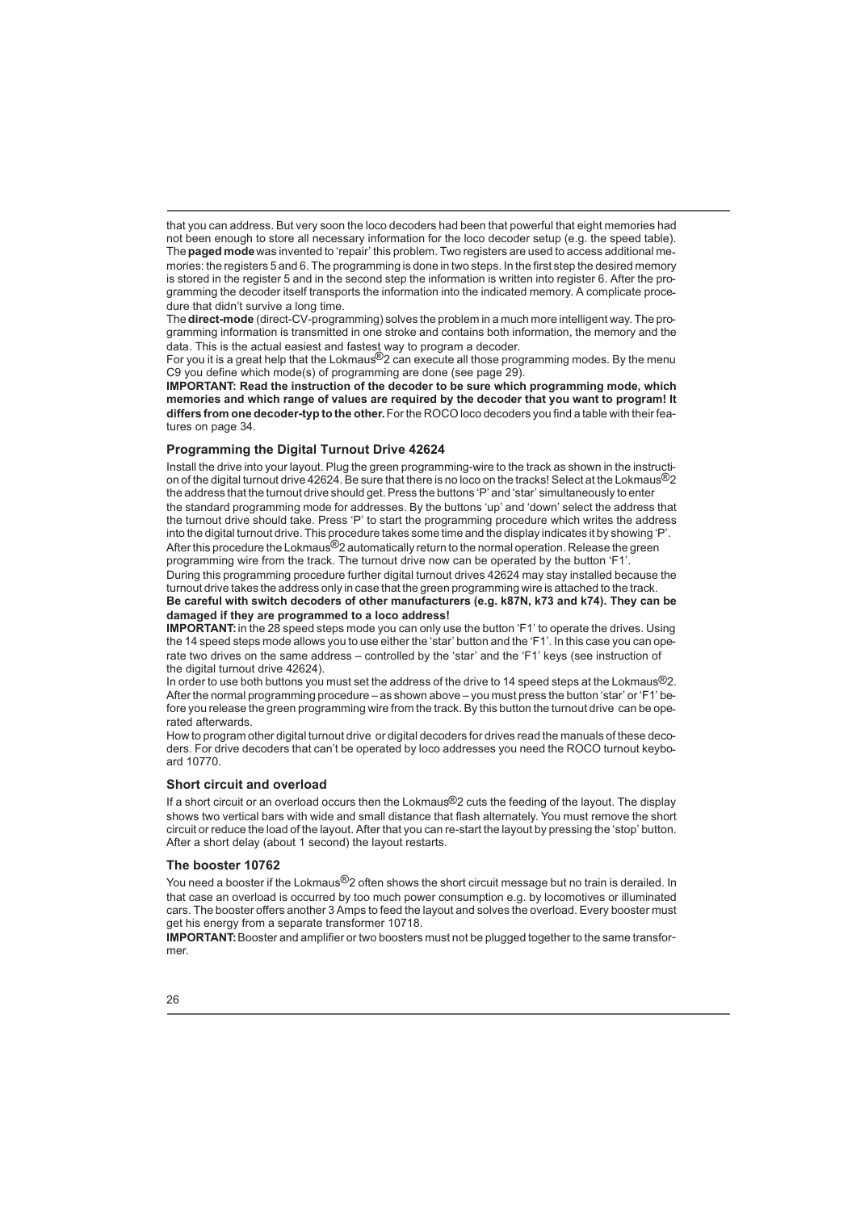that you can address. But very soon the loco decoders had been that powerful that eight memories had not been enough to store all necessary information for the loco decoder setup (e.g. the speed table). The **paged mode** was invented to 'repair' this problem. Two registers are used to access additional memories: the registers 5 and 6. The programming is done in two steps. In the first step the desired memory is stored in the register 5 and in the second step the information is written into register 6. After the programming the decoder itself transports the information into the indicated memory. A complicate procedure that didn't survive a long time.

The **direct-mode** (direct-CV-programming) solves the problem in a much more intelligent way. The programming information is transmitted in one stroke and contains both information, the memory and the data. This is the actual easiest and fastest way to program a decoder.

For you it is a great help that the Lokmaus®2 can execute all those programming modes. By the menu C9 you define which mode(s) of programming are done (see page 29).

**IMPORTANT: Read the instruction of the decoder to be sure which programming mode, which memories and which range of values are required by the decoder that you want to program! It differs from one decoder-typ to the other.** For the ROCO loco decoders you find a table with their features on page 34.

### Programming the Digital Turnout Drive 42624

Install the drive into your layout. Plug the green programming-wire to the track as shown in the instruction of the digital turnout drive 42624. Be sure that there is no loco on the tracks! Select at the Lokmaus®2 the address that the turnout drive should get. Press the buttons 'P' and 'star' simultaneously to enter the standard programming mode for addresses. By the buttons 'up' and 'down' select the address that the turnout drive should take. Press 'P' to start the programming procedure which writes the address into the digital turnout drive. This procedure takes some time and the display indicates it by showing 'P'. After this procedure the Lokmaus®2 automatically return to the normal operation. Release the green programming wire from the track. The turnout drive now can be operated by the button 'F1'.

During this programming procedure further digital turnout drives 42624 may stay installed because the turnout drive takes the address only in case that the green programming wire is attached to the track.

**Be careful with switch decoders of other manufacturers (e.g. k87N, k73 and k74). They can be damaged if they are programmed to a loco address!**

**IMPORTANT:** in the 28 speed steps mode you can only use the button 'F1' to operate the drives. Using the 14 speed steps mode allows you to use either the 'star' button and the 'F1'. In this case you can operate two drives on the same address – controlled by the 'star' and the 'F1' keys (see instruction of the digital turnout drive 42624).

In order to use both buttons you must set the address of the drive to 14 speed steps at the Lokmaus®2. After the normal programming procedure – as shown above – you must press the button 'star' or 'F1' before you release the green programming wire from the track. By this button the turnout drive can be operated afterwards.

How to program other digital turnout drive or digital decoders for drives read the manuals of these decoders. For drive decoders that can't be operated by loco addresses you need the ROCO turnout keyboard 10770.

### Short circuit and overload

If a short circuit or an overload occurs then the Lokmaus®2 cuts the feeding of the layout. The display shows two vertical bars with wide and small distance that flash alternately. You must remove the short circuit or reduce the load of the layout. After that you can re-start the layout by pressing the 'stop' button. After a short delay (about 1 second) the layout restarts.

### The booster 10762

You need a booster if the Lokmaus®2 often shows the short circuit message but no train is derailed. In that case an overload is occurred by too much power consumption e.g. by locomotives or illuminated cars. The booster offers another 3 Amps to feed the layout and solves the overload. Every booster must get his energy from a separate transformer 10718.

**IMPORTANT:** Booster and amplifier or two boosters must not be plugged together to the same transformer.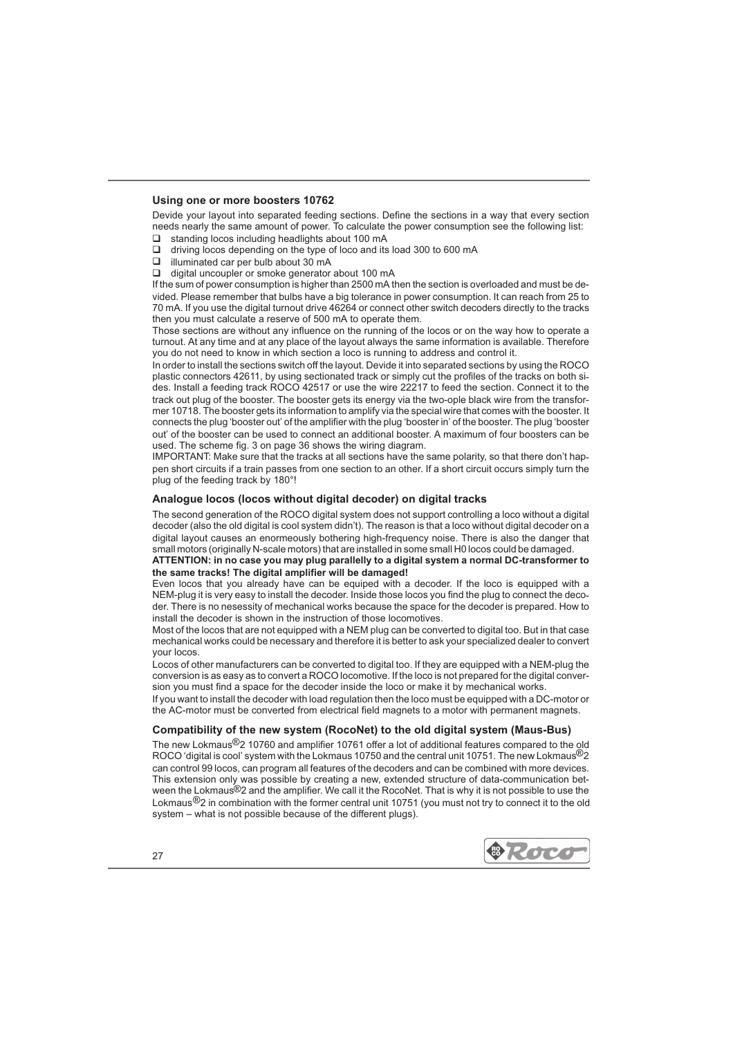## Using one or more boosters 10762

Devide your layout into separated feeding sections. Define the sections in a way that every section needs nearly the same amount of power. To calculate the power consumption see the following list:

- standing locos including headlights about 100 mA
- driving locos depending on the type of loco and its load 300 to 600 mA
- illuminated car per bulb about 30 mA
- digital uncoupler or smoke generator about 100 mA

If the sum of power consumption is higher than 2500 mA then the section is overloaded and must be devided. Please remember that bulbs have a big tolerance in power consumption. It can reach from 25 to 70 mA. If you use the digital turnout drive 46264 or connect other switch decoders directly to the tracks then you must calculate a reserve of 500 mA to operate them.

Those sections are without any influence on the running of the locos or on the way how to operate a turnout. At any time and at any place of the layout always the same information is available. Therefore you do not need to know in which section a loco is running to address and control it.

In order to install the sections switch off the layout. Devide it into separated sections by using the ROCO plastic connectors 42611, by using sectionated track or simply cut the profiles of the tracks on both sides. Install a feeding track ROCO 42517 or use the wire 22217 to feed the section. Connect it to the track out plug of the booster. The booster gets its energy via the two-ople black wire from the transformer 10718. The booster gets its information to amplify via the special wire that comes with the booster. It connects the plug 'booster out' of the amplifier with the plug 'booster in' of the booster. The plug 'booster out' of the booster can be used to connect an additional booster. A maximum of four boosters can be used. The scheme fig. 3 on page 36 shows the wiring diagram.

IMPORTANT: Make sure that the tracks at all sections have the same polarity, so that there don't happen short circuits if a train passes from one section to an other. If a short circuit occurs simply turn the plug of the feeding track by 180°!

## Analogue locos (locos without digital decoder) on digital tracks

The second generation of the ROCO digital system does not support controlling a loco without a digital decoder (also the old digital is cool system didn't). The reason is that a loco without digital decoder on a digital layout causes an enormeously bothering high-frequency noise. There is also the danger that small motors (originally N-scale motors) that are installed in some small H0 locos could be damaged.

**ATTENTION: in no case you may plug parallelly to a digital system a normal DC-transformer to the same tracks! The digital amplifier will be damaged!**

Even locos that you already have can be equiped with a decoder. If the loco is equipped with a NEM-plug it is very easy to install the decoder. Inside those locos you find the plug to connect the decoder. There is no nesessity of mechanical works because the space for the decoder is prepared. How to install the decoder is shown in the instruction of those locomotives.

Most of the locos that are not equipped with a NEM plug can be converted to digital too. But in that case mechanical works could be necessary and therefore it is better to ask your specialized dealer to convert your locos.

Locos of other manufacturers can be converted to digital too. If they are equipped with a NEM-plug the conversion is as easy as to convert a ROCO locomotive. If the loco is not prepared for the digital conversion you must find a space for the decoder inside the loco or make it by mechanical works.

If you want to install the decoder with load regulation then the loco must be equipped with a DC-motor or the AC-motor must be converted from electrical field magnets to a motor with permanent magnets.

## Compatibility of the new system (RocoNet) to the old digital system (Maus-Bus)

The new Lokmaus®2 10760 and amplifier 10761 offer a lot of additional features compared to the old ROCO 'digital is cool' system with the Lokmaus 10750 and the central unit 10751. The new Lokmaus®2 can control 99 locos, can program all features of the decoders and can be combined with more devices. This extension only was possible by creating a new, extended structure of data-communication between the Lokmaus®2 and the amplifier. We call it the RocoNet. That is why it is not possible to use the Lokmaus®2 in combination with the former central unit 10751 (you must not try to connect it to the old system – what is not possible because of the different plugs).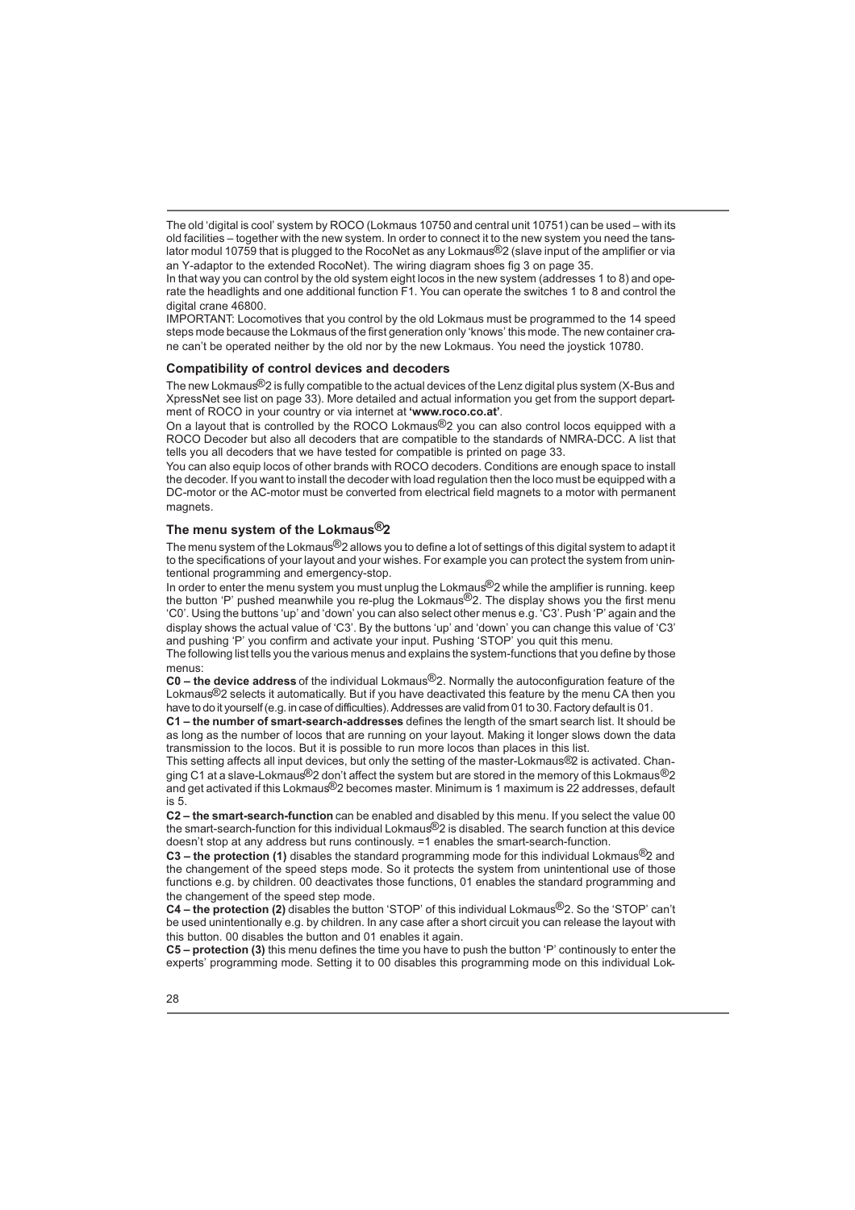The old 'digital is cool' system by ROCO (Lokmaus 10750 and central unit 10751) can be used – with its old facilities – together with the new system. In order to connect it to the new system you need the translator modul 10759 that is plugged to the RocoNet as any Lokmaus®2 (slave input of the amplifier or via an Y-adaptor to the extended RocoNet). The wiring diagram shoes fig 3 on page 35.

In that way you can control by the old system eight locos in the new system (addresses 1 to 8) and operate the headlights and one additional function F1. You can operate the switches 1 to 8 and control the digital crane 46800.

IMPORTANT: Locomotives that you control by the old Lokmaus must be programmed to the 14 speed steps mode because the Lokmaus of the first generation only 'knows' this mode. The new container crane can't be operated neither by the old nor by the new Lokmaus. You need the joystick 10780.

### Compatibility of control devices and decoders

The new Lokmaus®2 is fully compatible to the actual devices of the Lenz digital plus system (X-Bus and XpressNet see list on page 33). More detailed and actual information you get from the support department of ROCO in your country or via internet at **'www.roco.co.at'**.

On a layout that is controlled by the ROCO Lokmaus®2 you can also control locos equipped with a ROCO Decoder but also all decoders that are compatible to the standards of NMRA-DCC. A list that tells you all decoders that we have tested for compatible is printed on page 33.

You can also equip locos of other brands with ROCO decoders. Conditions are enough space to install the decoder. If you want to install the decoder with load regulation then the loco must be equipped with a DC-motor or the AC-motor must be converted from electrical field magnets to a motor with permanent magnets.

### The menu system of the Lokmaus®2

The menu system of the Lokmaus®2 allows you to define a lot of settings of this digital system to adapt it to the specifications of your layout and your wishes. For example you can protect the system from unintentional programming and emergency-stop.

In order to enter the menu system you must unplug the Lokmaus®2 while the amplifier is running. keep the button 'P' pushed meanwhile you re-plug the Lokmaus®2. The display shows you the first menu 'C0'. Using the buttons 'up' and 'down' you can also select other menus e.g. 'C3'. Push 'P' again and the display shows the actual value of 'C3'. By the buttons 'up' and 'down' you can change this value of 'C3' and pushing 'P' you confirm and activate your input. Pushing 'STOP' you quit this menu.

The following list tells you the various menus and explains the system-functions that you define by those menus:

**C0 – the device address** of the individual Lokmaus®2. Normally the autoconfiguration feature of the Lokmaus®2 selects it automatically. But if you have deactivated this feature by the menu CA then you have to do it yourself (e.g. in case of difficulties). Addresses are valid from 01 to 30. Factory default is 01.

**C1 – the number of smart-search-addresses** defines the length of the smart search list. It should be as long as the number of locos that are running on your layout. Making it longer slows down the data transmission to the locos. But it is possible to run more locos than places in this list.

This setting affects all input devices, but only the setting of the master-Lokmaus®2 is activated. Changing C1 at a slave-Lokmaus®2 don't affect the system but are stored in the memory of this Lokmaus®2 and get activated if this Lokmaus®2 becomes master. Minimum is 1 maximum is 22 addresses, default is 5.

**C2 – the smart-search-function** can be enabled and disabled by this menu. If you select the value 00 the smart-search-function for this individual Lokmaus®2 is disabled. The search function at this device doesn't stop at any address but runs continously. =1 enables the smart-search-function.

**C3 – the protection (1)** disables the standard programming mode for this individual Lokmaus®2 and the changement of the speed steps mode. So it protects the system from unintentional use of those functions e.g. by children. 00 deactivates those functions, 01 enables the standard programming and the changement of the speed step mode.

**C4 – the protection (2)** disables the button 'STOP' of this individual Lokmaus®2. So the 'STOP' can't be used unintentionally e.g. by children. In any case after a short circuit you can release the layout with this button. 00 disables the button and 01 enables it again.

**C5 – protection (3)** this menu defines the time you have to push the button 'P' continously to enter the experts' programming mode. Setting it to 00 disables this programming mode on this individual Lok-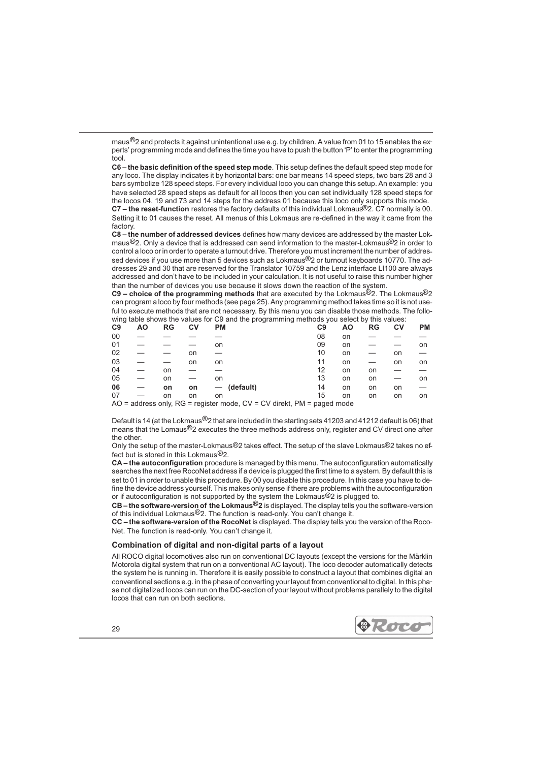maus®2 and protects it against unintentional use e.g. by children. A value from 01 to 15 enables the experts' programming mode and defines the time you have to push the button 'P' to enter the programming tool.

**C6 – the basic definition of the speed step mode**. This setup defines the default speed step mode for any loco. The display indicates it by horizontal bars: one bar means 14 speed steps, two bars 28 and 3 bars symbolize 128 speed steps. For every individual loco you can change this setup. An example: you have selected 28 speed steps as default for all locos then you can set individually 128 speed steps for the locos 04, 19 and 73 and 14 steps for the address 01 because this loco only supports this mode.

**C7 – the reset-function** restores the factory defaults of this individual Lokmaus®2. C7 normally is 00. Setting it to 01 causes the reset. All menus of this Lokmaus are re-defined in the way it came from the factory.

**C8 – the number of addressed devices** defines how many devices are addressed by the master Lokmaus®2. Only a device that is addressed can send information to the master-Lokmaus®2 in order to control a loco or in order to operate a turnout drive. Therefore you must increment the number of addressed devices if you use more than 5 devices such as Lokmaus®2 or turnout keyboards 10770. The addresses 29 and 30 that are reserved for the Translator 10759 and the Lenz interface LI100 are always addressed and don't have to be included in your calculation. It is not useful to raise this number higher than the number of devices you use because it slows down the reaction of the system.

**C9 – choice of the programming methods** that are executed by the Lokmaus®2. The Lokmaus®2 can program a loco by four methods (see page 25). Any programming method takes time so it is not useful to execute methods that are not necessary. By this menu you can disable those methods. The following table shows the values for C9 and the programming methods you select by this values:

| C9 | AO | RG | CV | PM | | C9 | AO | RG | CV | PM |
|---|---|---|---|---|---|---|---|---|---|---|
| 00 | — | — | — | — | | 08 | on | — | — | — |
| 01 | — | — | — | on | | 09 | on | — | — | on |
| 02 | — | — | on | — | | 10 | on | — | on | — |
| 03 | — | — | on | on | | 11 | on | — | on | on |
| 04 | — | on | — | — | | 12 | on | on | — | — |
| 05 | — | on | — | on | | 13 | on | on | — | on |
| **06** | **—** | **on** | **on** | **—** | **(default)** | 14 | on | on | on | — |
| 07 | — | on | on | on | | 15 | on | on | on | on |

AO = address only, RG = register mode, CV = CV direkt, PM = paged mode

Default is 14 (at the Lokmaus®2 that are included in the starting sets 41203 and 41212 default is 06) that means that the Lomaus®2 executes the three methods address only, register and CV direct one after the other.

Only the setup of the master-Lokmaus®2 takes effect. The setup of the slave Lokmaus®2 takes no effect but is stored in this Lokmaus®2.

**CA – the autoconfiguration** procedure is managed by this menu. The autoconfiguration automatically searches the next free RocoNet address if a device is plugged the first time to a system. By default this is set to 01 in order to unable this procedure. By 00 you disable this procedure. In this case you have to define the device address yourself. This makes only sense if there are problems with the autoconfiguration or if autoconfiguration is not supported by the system the Lokmaus®2 is plugged to.

**CB – the software-version of the Lokmaus®2** is displayed. The display tells you the software-version of this individual Lokmaus®2. The function is read-only. You can't change it.

**CC – the software-version of the RocoNet** is displayed. The display tells you the version of the RocoNet. The function is read-only. You can't change it.

### Combination of digital and non-digital parts of a layout

All ROCO digital locomotives also run on conventional DC layouts (except the versions for the Märklin Motorola digital system that run on a conventional AC layout). The loco decoder automatically detects the system he is running in. Therefore it is easily possible to construct a layout that combines digital an conventional sections e.g. in the phase of converting your layout from conventional to digital. In this phase not digitalized locos can run on the DC-section of your layout without problems parallely to the digital locos that can run on both sections.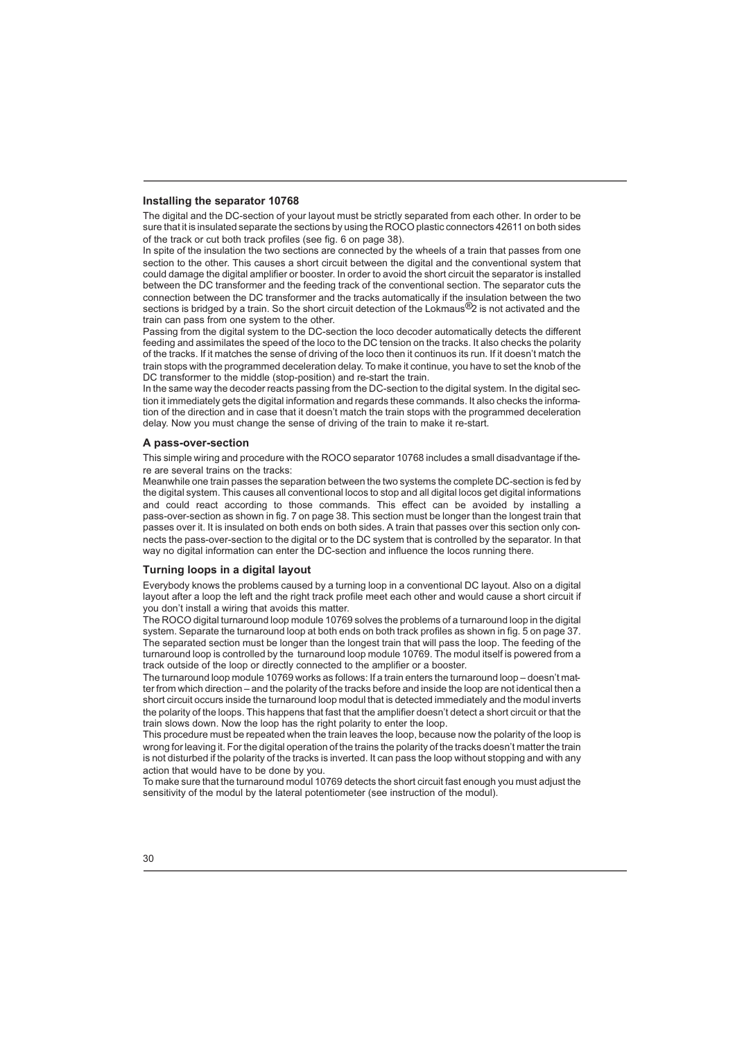### Installing the separator 10768

The digital and the DC-section of your layout must be strictly separated from each other. In order to be sure that it is insulated separate the sections by using the ROCO plastic connectors 42611 on both sides of the track or cut both track profiles (see fig. 6 on page 38).

In spite of the insulation the two sections are connected by the wheels of a train that passes from one section to the other. This causes a short circuit between the digital and the conventional system that could damage the digital amplifier or booster. In order to avoid the short circuit the separator is installed between the DC transformer and the feeding track of the conventional section. The separator cuts the connection between the DC transformer and the tracks automatically if the insulation between the two sections is bridged by a train. So the short circuit detection of the Lokmaus®2 is not activated and the train can pass from one system to the other.

Passing from the digital system to the DC-section the loco decoder automatically detects the different feeding and assimilates the speed of the loco to the DC tension on the tracks. It also checks the polarity of the tracks. If it matches the sense of driving of the loco then it continuos its run. If it doesn't match the train stops with the programmed deceleration delay. To make it continue, you have to set the knob of the DC transformer to the middle (stop-position) and re-start the train.

In the same way the decoder reacts passing from the DC-section to the digital system. In the digital section it immediately gets the digital information and regards these commands. It also checks the information of the direction and in case that it doesn't match the train stops with the programmed deceleration delay. Now you must change the sense of driving of the train to make it re-start.

### A pass-over-section

This simple wiring and procedure with the ROCO separator 10768 includes a small disadvantage if there are several trains on the tracks:

Meanwhile one train passes the separation between the two systems the complete DC-section is fed by the digital system. This causes all conventional locos to stop and all digital locos get digital informations and could react according to those commands. This effect can be avoided by installing a pass-over-section as shown in fig. 7 on page 38. This section must be longer than the longest train that passes over it. It is insulated on both ends on both sides. A train that passes over this section only connects the pass-over-section to the digital or to the DC system that is controlled by the separator. In that way no digital information can enter the DC-section and influence the locos running there.

### Turning loops in a digital layout

Everybody knows the problems caused by a turning loop in a conventional DC layout. Also on a digital layout after a loop the left and the right track profile meet each other and would cause a short circuit if you don't install a wiring that avoids this matter.

The ROCO digital turnaround loop module 10769 solves the problems of a turnaround loop in the digital system. Separate the turnaround loop at both ends on both track profiles as shown in fig. 5 on page 37. The separated section must be longer than the longest train that will pass the loop. The feeding of the turnaround loop is controlled by the turnaround loop module 10769. The modul itself is powered from a track outside of the loop or directly connected to the amplifier or a booster.

The turnaround loop module 10769 works as follows: If a train enters the turnaround loop – doesn't matter from which direction – and the polarity of the tracks before and inside the loop are not identical then a short circuit occurs inside the turnaround loop modul that is detected immediately and the modul inverts the polarity of the loops. This happens that fast that the amplifier doesn't detect a short circuit or that the train slows down. Now the loop has the right polarity to enter the loop.

This procedure must be repeated when the train leaves the loop, because now the polarity of the loop is wrong for leaving it. For the digital operation of the trains the polarity of the tracks doesn't matter the train is not disturbed if the polarity of the tracks is inverted. It can pass the loop without stopping and with any action that would have to be done by you.

To make sure that the turnaround modul 10769 detects the short circuit fast enough you must adjust the sensitivity of the modul by the lateral potentiometer (see instruction of the modul).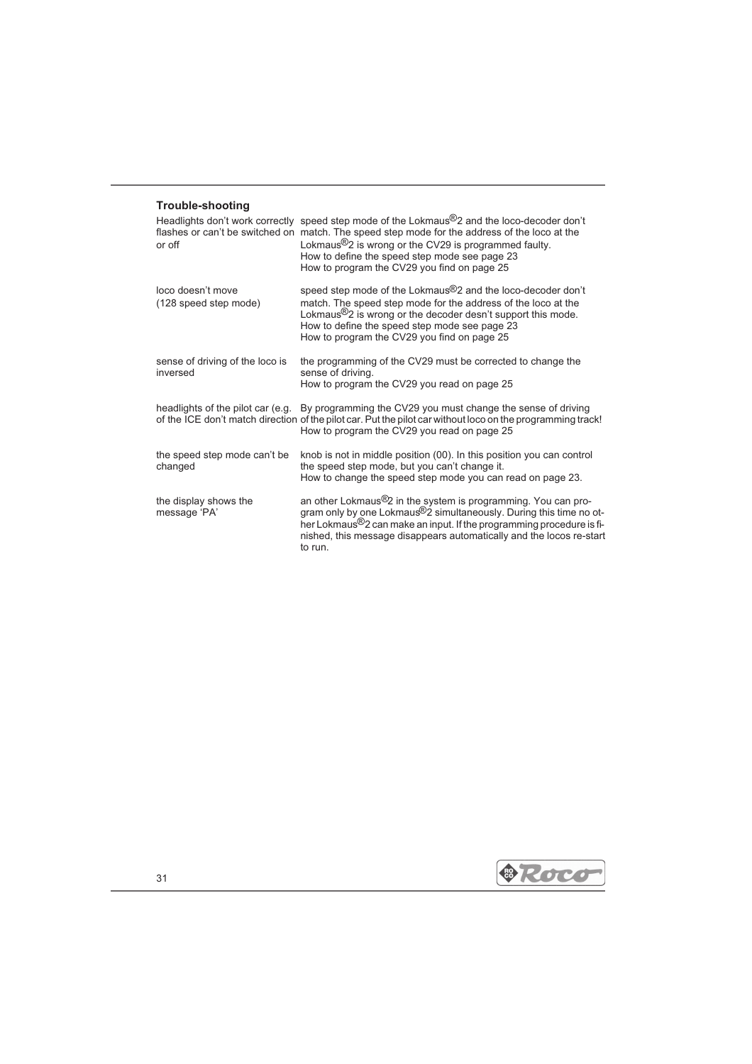### Trouble-shooting

| | |
|---|---|
| Headlights don't work correctly flashes or can't be switched on or off | speed step mode of the Lokmaus®2 and the loco-decoder don't match. The speed step mode for the address of the loco at the Lokmaus®2 is wrong or the CV29 is programmed faulty. How to define the speed step mode see page 23 How to program the CV29 you find on page 25 |
| loco doesn't move (128 speed step mode) | speed step mode of the Lokmaus®2 and the loco-decoder don't match. The speed step mode for the address of the loco at the Lokmaus®2 is wrong or the decoder desn't support this mode. How to define the speed step mode see page 23 How to program the CV29 you find on page 25 |
| sense of driving of the loco is inversed | the programming of the CV29 must be corrected to change the sense of driving. How to program the CV29 you read on page 25 |
| headlights of the pilot car (e.g. of the ICE don't match direction | By programming the CV29 you must change the sense of driving of the pilot car. Put the pilot car without loco on the programming track! How to program the CV29 you read on page 25 |
| the speed step mode can't be changed | knob is not in middle position (00). In this position you can control the speed step mode, but you can't change it. How to change the speed step mode you can read on page 23. |
| the display shows the message 'PA' | an other Lokmaus®2 in the system is programming. You can program only by one Lokmaus®2 simultaneously. During this time no other Lokmaus®2 can make an input. If the programming procedure is finished, this message disappears automatically and the locos re-start to run. |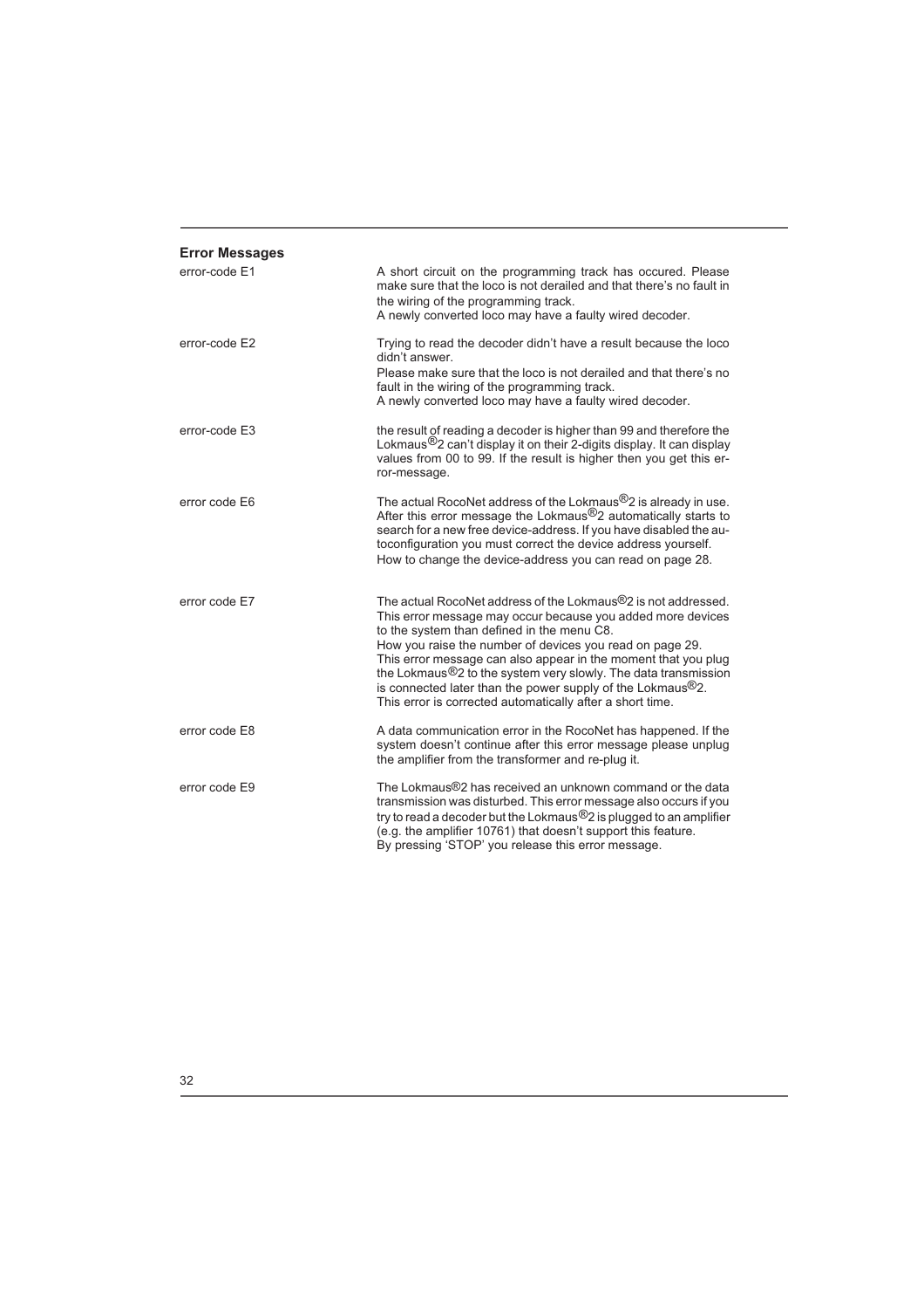## Error Messages

| | |
|---|---|
| error-code E1 | A short circuit on the programming track has occured. Please make sure that the loco is not derailed and that there's no fault in the wiring of the programming track.<br>A newly converted loco may have a faulty wired decoder. |
| error-code E2 | Trying to read the decoder didn't have a result because the loco didn't answer.<br>Please make sure that the loco is not derailed and that there's no fault in the wiring of the programming track.<br>A newly converted loco may have a faulty wired decoder. |
| error-code E3 | the result of reading a decoder is higher than 99 and therefore the Lokmaus®2 can't display it on their 2-digits display. It can display values from 00 to 99. If the result is higher then you get this error-message. |
| error code E6 | The actual RocoNet address of the Lokmaus®2 is already in use. After this error message the Lokmaus®2 automatically starts to search for a new free device-address. If you have disabled the autoconfiguration you must correct the device address yourself.<br>How to change the device-address you can read on page 28. |
| error code E7 | The actual RocoNet address of the Lokmaus®2 is not addressed. This error message may occur because you added more devices to the system than defined in the menu C8.<br>How you raise the number of devices you read on page 29.<br>This error message can also appear in the moment that you plug the Lokmaus®2 to the system very slowly. The data transmission is connected later than the power supply of the Lokmaus®2.<br>This error is corrected automatically after a short time. |
| error code E8 | A data communication error in the RocoNet has happened. If the system doesn't continue after this error message please unplug the amplifier from the transformer and re-plug it. |
| error code E9 | The Lokmaus®2 has received an unknown command or the data transmission was disturbed. This error message also occurs if you try to read a decoder but the Lokmaus®2 is plugged to an amplifier (e.g. the amplifier 10761) that doesn't support this feature.<br>By pressing 'STOP' you release this error message. |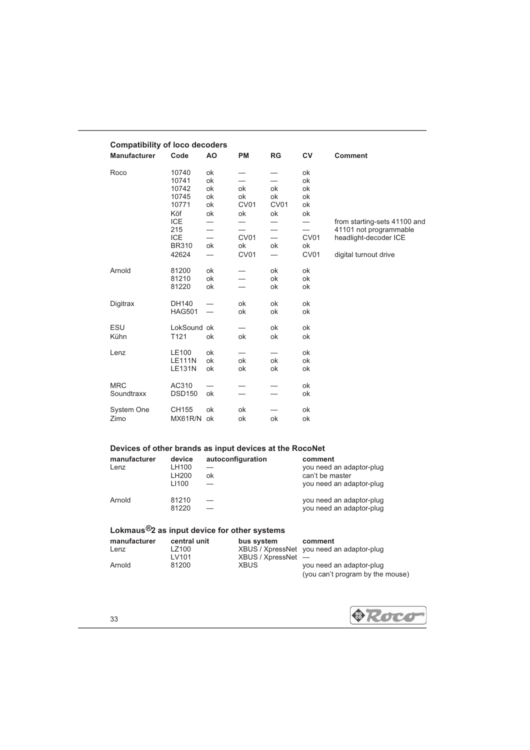## Compatibility of loco decoders

| Manufacturer | Code | AO | PM | RG | CV | Comment |
|---|---|---|---|---|---|---|
| Roco | 10740 | ok | — | — | ok | |
| | 10741 | ok | — | — | ok | |
| | 10742 | ok | ok | ok | ok | |
| | 10745 | ok | ok | ok | ok | |
| | 10771 | ok | CV01 | CV01 | ok | |
| | Köf | ok | ok | ok | ok | |
| | ICE | — | — | — | — | from starting-sets 41100 and |
| | 215 | — | — | — | — | 41101 not programmable |
| | ICE | — | CV01 | — | CV01 | headlight-decoder ICE |
| | BR310 | ok | ok | ok | ok | |
| | 42624 | — | CV01 | — | CV01 | digital turnout drive |
| Arnold | 81200 | ok | — | ok | ok | |
| | 81210 | ok | — | ok | ok | |
| | 81220 | ok | — | ok | ok | |
| Digitrax | DH140 | — | ok | ok | ok | |
| | HAG501 | — | ok | ok | ok | |
| ESU | LokSound | ok | — | ok | ok | |
| Kühn | T121 | ok | ok | ok | ok | |
| Lenz | LE100 | ok | — | — | ok | |
| | LE111N | ok | ok | ok | ok | |
| | LE131N | ok | ok | ok | ok | |
| MRC | AC310 | — | — | — | ok | |
| Soundtraxx | DSD150 | ok | — | — | ok | |
| System One | CH155 | ok | ok | — | ok | |
| Zimo | MX61R/N | ok | ok | ok | ok | |

## Devices of other brands as input devices at the RocoNet

| manufacturer | device | autoconfiguration | comment |
|---|---|---|---|
| Lenz | LH100 | — | you need an adaptor-plug |
| | LH200 | ok | can't be master |
| | LI100 | — | you need an adaptor-plug |
| Arnold | 81210 | — | you need an adaptor-plug |
| | 81220 | — | you need an adaptor-plug |

## Lokmaus®2 as input device for other systems

| manufacturer | central unit | bus system | comment |
|---|---|---|---|
| Lenz | LZ100 | XBUS / XpressNet | you need an adaptor-plug |
| | LV101 | XBUS / XpressNet | — |
| Arnold | 81200 | XBUS | you need an adaptor-plug (you can't program by the mouse) |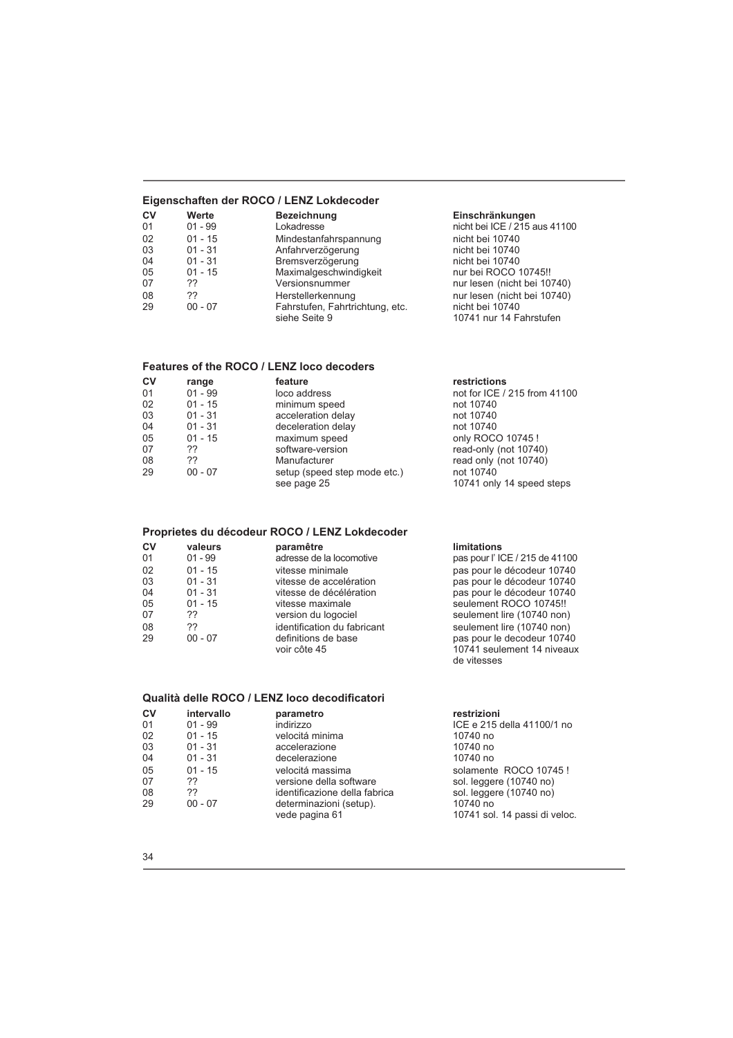### Eigenschaften der ROCO / LENZ Lokdecoder

| CV | Werte | Bezeichnung | Einschränkungen |
|---|---|---|---|
| 01 | 01 - 99 | Lokadresse | nicht bei ICE / 215 aus 41100 |
| 02 | 01 - 15 | Mindestanfahrspannung | nicht bei 10740 |
| 03 | 01 - 31 | Anfahrverzögerung | nicht bei 10740 |
| 04 | 01 - 31 | Bremsverzögerung | nicht bei 10740 |
| 05 | 01 - 15 | Maximalgeschwindigkeit | nur bei ROCO 10745!! |
| 07 | ?? | Versionsnummer | nur lesen (nicht bei 10740) |
| 08 | ?? | Herstellerkennung | nur lesen (nicht bei 10740) |
| 29 | 00 - 07 | Fahrstufen, Fahrtrichtung, etc. siehe Seite 9 | nicht bei 10740 10741 nur 14 Fahrstufen |

### Features of the ROCO / LENZ loco decoders

| CV | range | feature | restrictions |
|---|---|---|---|
| 01 | 01 - 99 | loco address | not for ICE / 215 from 41100 |
| 02 | 01 - 15 | minimum speed | not 10740 |
| 03 | 01 - 31 | acceleration delay | not 10740 |
| 04 | 01 - 31 | deceleration delay | not 10740 |
| 05 | 01 - 15 | maximum speed | only ROCO 10745 ! |
| 07 | ?? | software-version | read-only (not 10740) |
| 08 | ?? | Manufacturer | read only (not 10740) |
| 29 | 00 - 07 | setup (speed step mode etc.) see page 25 | not 10740 10741 only 14 speed steps |

### Proprietes du décodeur ROCO / LENZ Lokdecoder

| CV | valeurs | paramêtre | limitations |
|---|---|---|---|
| 01 | 01 - 99 | adresse de la locomotive | pas pour l' ICE / 215 de 41100 |
| 02 | 01 - 15 | vitesse minimale | pas pour le décodeur 10740 |
| 03 | 01 - 31 | vitesse de accélération | pas pour le décodeur 10740 |
| 04 | 01 - 31 | vitesse de décélération | pas pour le décodeur 10740 |
| 05 | 01 - 15 | vitesse maximale | seulement ROCO 10745!! |
| 07 | ?? | version du logociel | seulement lire (10740 non) |
| 08 | ?? | identification du fabricant | seulement lire (10740 non) |
| 29 | 00 - 07 | definitions de base voir côte 45 | pas pour le decodeur 10740 10741 seulement 14 niveaux de vitesses |

### Qualità delle ROCO / LENZ loco decodificatori

| CV | intervallo | parametro | restrizioni |
|---|---|---|---|
| 01 | 01 - 99 | indirizzo | ICE e 215 della 41100/1 no |
| 02 | 01 - 15 | velocitá minima | 10740 no |
| 03 | 01 - 31 | accelerazione | 10740 no |
| 04 | 01 - 31 | decelerazione | 10740 no |
| 05 | 01 - 15 | velocitá massima | solamente ROCO 10745 ! |
| 07 | ?? | versione della software | sol. leggere (10740 no) |
| 08 | ?? | identificazione della fabrica | sol. leggere (10740 no) |
| 29 | 00 - 07 | determinazioni (setup). vede pagina 61 | 10740 no 10741 sol. 14 passi di veloc. |